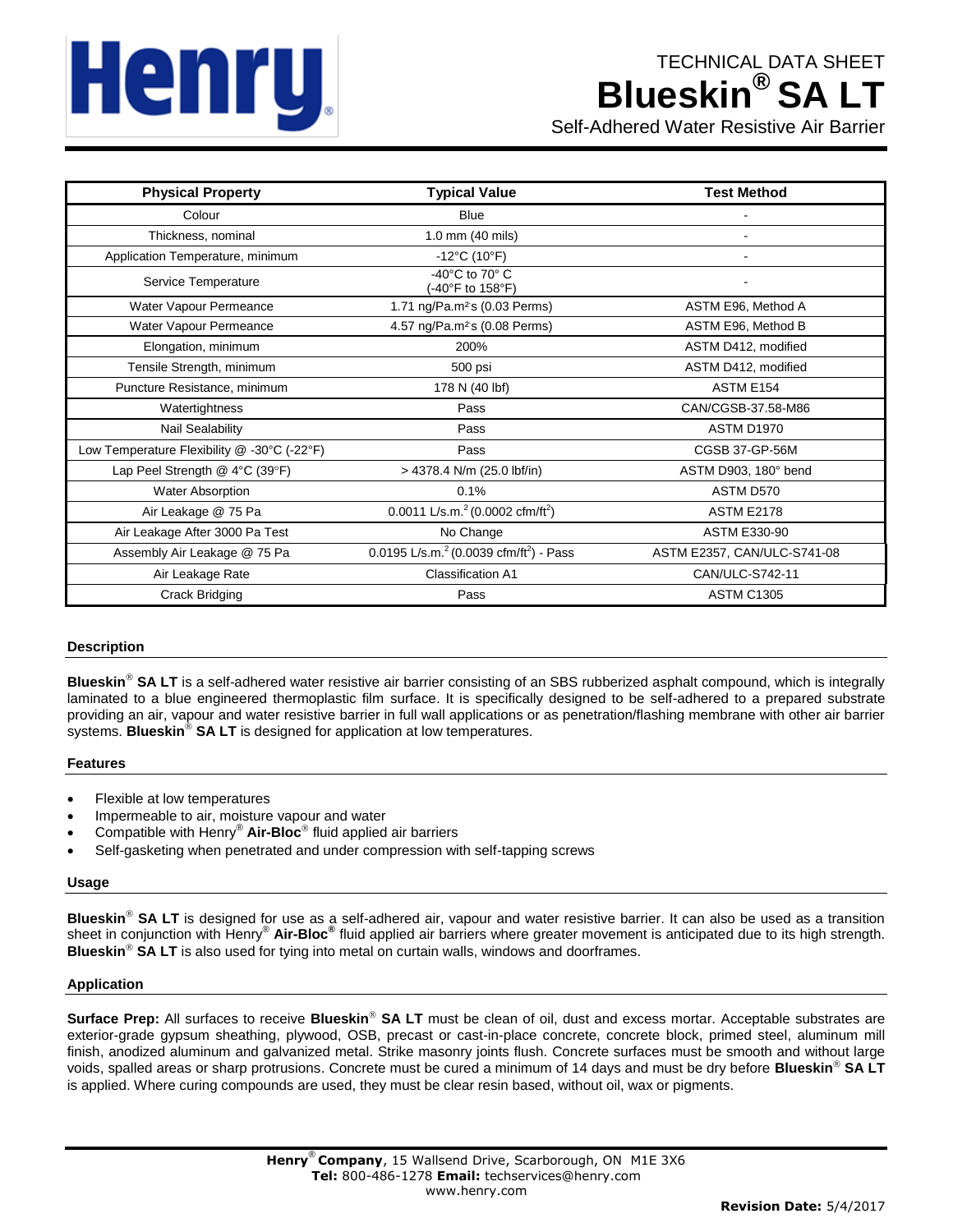Henry

TECHNICAL DATA SHEET

# Blueskin® SA LT

Self-Adhered Water Resistive Air Barrier

| Physical Property | Typical Value | Test Method |
| --- | --- | --- |
| Colour | Blue | - |
| Thickness, nominal | 1.0 mm (40 mils) | - |
| Application Temperature, minimum | -12°C (10°F) | - |
| Service Temperature | -40°C to 70° C (-40°F to 158°F) | - |
| Water Vapour Permeance | 1.71 ng/Pa.m²s (0.03 Perms) | ASTM E96, Method A |
| Water Vapour Permeance | 4.57 ng/Pa.m²s (0.08 Perms) | ASTM E96, Method B |
| Elongation, minimum | 200% | ASTM D412, modified |
| Tensile Strength, minimum | 500 psi | ASTM D412, modified |
| Puncture Resistance, minimum | 178 N (40 lbf) | ASTM E154 |
| Watertightness | Pass | CAN/CGSB-37.58-M86 |
| Nail Sealability | Pass | ASTM D1970 |
| Low Temperature Flexibility @ -30°C (-22°F) | Pass | CGSB 37-GP-56M |
| Lap Peel Strength @ 4°C (39°F) | > 4378.4 N/m (25.0 lbf/in) | ASTM D903, 180° bend |
| Water Absorption | 0.1% | ASTM D570 |
| Air Leakage @ 75 Pa | 0.0011 L/s.m.² (0.0002 cfm/ft²) | ASTM E2178 |
| Air Leakage After 3000 Pa Test | No Change | ASTM E330-90 |
| Assembly Air Leakage @ 75 Pa | 0.0195 L/s.m.² (0.0039 cfm/ft²) - Pass | ASTM E2357, CAN/ULC-S741-08 |
| Air Leakage Rate | Classification A1 | CAN/ULC-S742-11 |
| Crack Bridging | Pass | ASTM C1305 |

## Description

**Blueskin® SA LT** is a self-adhered water resistive air barrier consisting of an SBS rubberized asphalt compound, which is integrally laminated to a blue engineered thermoplastic film surface. It is specifically designed to be self-adhered to a prepared substrate providing an air, vapour and water resistive barrier in full wall applications or as penetration/flashing membrane with other air barrier systems. **Blueskin® SA LT** is designed for application at low temperatures.

## Features

- Flexible at low temperatures
- Impermeable to air, moisture vapour and water
- Compatible with Henry® **Air-Bloc**® fluid applied air barriers
- Self-gasketing when penetrated and under compression with self-tapping screws

## Usage

**Blueskin® SA LT** is designed for use as a self-adhered air, vapour and water resistive barrier. It can also be used as a transition sheet in conjunction with Henry® **Air-Bloc®** fluid applied air barriers where greater movement is anticipated due to its high strength. **Blueskin® SA LT** is also used for tying into metal on curtain walls, windows and doorframes.

## Application

**Surface Prep:** All surfaces to receive **Blueskin® SA LT** must be clean of oil, dust and excess mortar. Acceptable substrates are exterior-grade gypsum sheathing, plywood, OSB, precast or cast-in-place concrete, concrete block, primed steel, aluminum mill finish, anodized aluminum and galvanized metal. Strike masonry joints flush. Concrete surfaces must be smooth and without large voids, spalled areas or sharp protrusions. Concrete must be cured a minimum of 14 days and must be dry before **Blueskin® SA LT** is applied. Where curing compounds are used, they must be clear resin based, without oil, wax or pigments.

**Henry® Company**, 15 Wallsend Drive, Scarborough, ON M1E 3X6
**Tel:** 800-486-1278 **Email:** techservices@henry.com
www.henry.com

**Revision Date:** 5/4/2017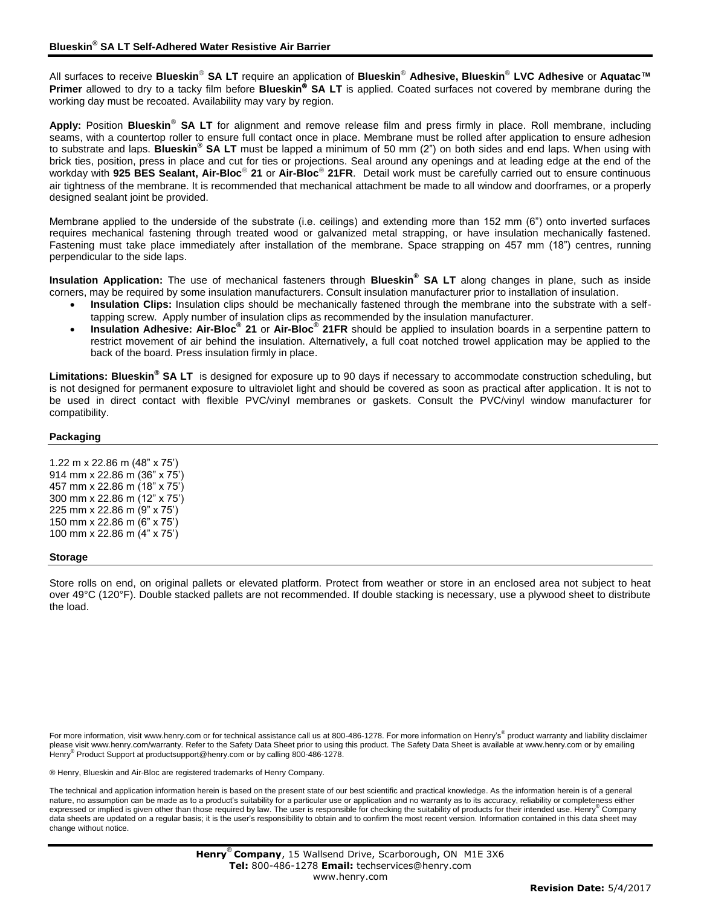## Blueskin® SA LT Self-Adhered Water Resistive Air Barrier

All surfaces to receive **Blueskin® SA LT** require an application of **Blueskin® Adhesive, Blueskin® LVC Adhesive** or **Aquatac™ Primer** allowed to dry to a tacky film before **Blueskin® SA LT** is applied. Coated surfaces not covered by membrane during the working day must be recoated. Availability may vary by region.

**Apply:** Position **Blueskin® SA LT** for alignment and remove release film and press firmly in place. Roll membrane, including seams, with a countertop roller to ensure full contact once in place. Membrane must be rolled after application to ensure adhesion to substrate and laps. **Blueskin® SA LT** must be lapped a minimum of 50 mm (2") on both sides and end laps. When using with brick ties, position, press in place and cut for ties or projections. Seal around any openings and at leading edge at the end of the workday with **925 BES Sealant, Air-Bloc® 21** or **Air-Bloc® 21FR**. Detail work must be carefully carried out to ensure continuous air tightness of the membrane. It is recommended that mechanical attachment be made to all window and doorframes, or a properly designed sealant joint be provided.

Membrane applied to the underside of the substrate (i.e. ceilings) and extending more than 152 mm (6") onto inverted surfaces requires mechanical fastening through treated wood or galvanized metal strapping, or have insulation mechanically fastened. Fastening must take place immediately after installation of the membrane. Space strapping on 457 mm (18") centres, running perpendicular to the side laps.

**Insulation Application:** The use of mechanical fasteners through **Blueskin® SA LT** along changes in plane, such as inside corners, may be required by some insulation manufacturers. Consult insulation manufacturer prior to installation of insulation.

- **Insulation Clips:** Insulation clips should be mechanically fastened through the membrane into the substrate with a self-tapping screw. Apply number of insulation clips as recommended by the insulation manufacturer.
- **Insulation Adhesive: Air-Bloc® 21** or **Air-Bloc® 21FR** should be applied to insulation boards in a serpentine pattern to restrict movement of air behind the insulation. Alternatively, a full coat notched trowel application may be applied to the back of the board. Press insulation firmly in place.

**Limitations: Blueskin® SA LT** is designed for exposure up to 90 days if necessary to accommodate construction scheduling, but is not designed for permanent exposure to ultraviolet light and should be covered as soon as practical after application. It is not to be used in direct contact with flexible PVC/vinyl membranes or gaskets. Consult the PVC/vinyl window manufacturer for compatibility.

### Packaging

1.22 m x 22.86 m (48" x 75')
914 mm x 22.86 m (36" x 75')
457 mm x 22.86 m (18" x 75')
300 mm x 22.86 m (12" x 75')
225 mm x 22.86 m (9" x 75')
150 mm x 22.86 m (6" x 75')
100 mm x 22.86 m (4" x 75')

### Storage

Store rolls on end, on original pallets or elevated platform. Protect from weather or store in an enclosed area not subject to heat over 49°C (120°F). Double stacked pallets are not recommended. If double stacking is necessary, use a plywood sheet to distribute the load.

For more information, visit www.henry.com or for technical assistance call us at 800-486-1278. For more information on Henry's® product warranty and liability disclaimer please visit www.henry.com/warranty. Refer to the Safety Data Sheet prior to using this product. The Safety Data Sheet is available at www.henry.com or by emailing Henry® Product Support at productsupport@henry.com or by calling 800-486-1278.

® Henry, Blueskin and Air-Bloc are registered trademarks of Henry Company.

The technical and application information herein is based on the present state of our best scientific and practical knowledge. As the information herein is of a general nature, no assumption can be made as to a product's suitability for a particular use or application and no warranty as to its accuracy, reliability or completeness either expressed or implied is given other than those required by law. The user is responsible for checking the suitability of products for their intended use. Henry® Company data sheets are updated on a regular basis; it is the user's responsibility to obtain and to confirm the most recent version. Information contained in this data sheet may change without notice.

**Henry® Company**, 15 Wallsend Drive, Scarborough, ON M1E 3X6
**Tel:** 800-486-1278 **Email:** techservices@henry.com
www.henry.com

**Revision Date:** 5/4/2017